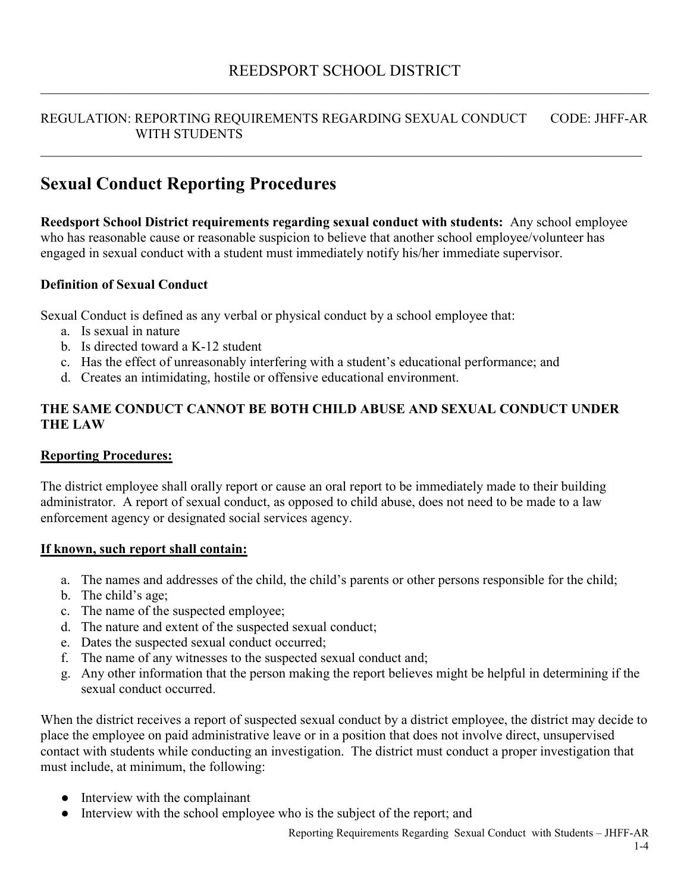REEDSPORT SCHOOL DISTRICT

REGULATION: REPORTING REQUIREMENTS REGARDING SEXUAL CONDUCT WITH STUDENTS CODE: JHFF-AR

# Sexual Conduct Reporting Procedures

**Reedsport School District requirements regarding sexual conduct with students:** Any school employee who has reasonable cause or reasonable suspicion to believe that another school employee/volunteer has engaged in sexual conduct with a student must immediately notify his/her immediate supervisor.

**Definition of Sexual Conduct**

Sexual Conduct is defined as any verbal or physical conduct by a school employee that:

a. Is sexual in nature
b. Is directed toward a K-12 student
c. Has the effect of unreasonably interfering with a student's educational performance; and
d. Creates an intimidating, hostile or offensive educational environment.

**THE SAME CONDUCT CANNOT BE BOTH CHILD ABUSE AND SEXUAL CONDUCT UNDER THE LAW**

**Reporting Procedures:**

The district employee shall orally report or cause an oral report to be immediately made to their building administrator. A report of sexual conduct, as opposed to child abuse, does not need to be made to a law enforcement agency or designated social services agency.

**If known, such report shall contain:**

a. The names and addresses of the child, the child's parents or other persons responsible for the child;
b. The child's age;
c. The name of the suspected employee;
d. The nature and extent of the suspected sexual conduct;
e. Dates the suspected sexual conduct occurred;
f. The name of any witnesses to the suspected sexual conduct and;
g. Any other information that the person making the report believes might be helpful in determining if the sexual conduct occurred.

When the district receives a report of suspected sexual conduct by a district employee, the district may decide to place the employee on paid administrative leave or in a position that does not involve direct, unsupervised contact with students while conducting an investigation. The district must conduct a proper investigation that must include, at minimum, the following:

- Interview with the complainant
- Interview with the school employee who is the subject of the report; and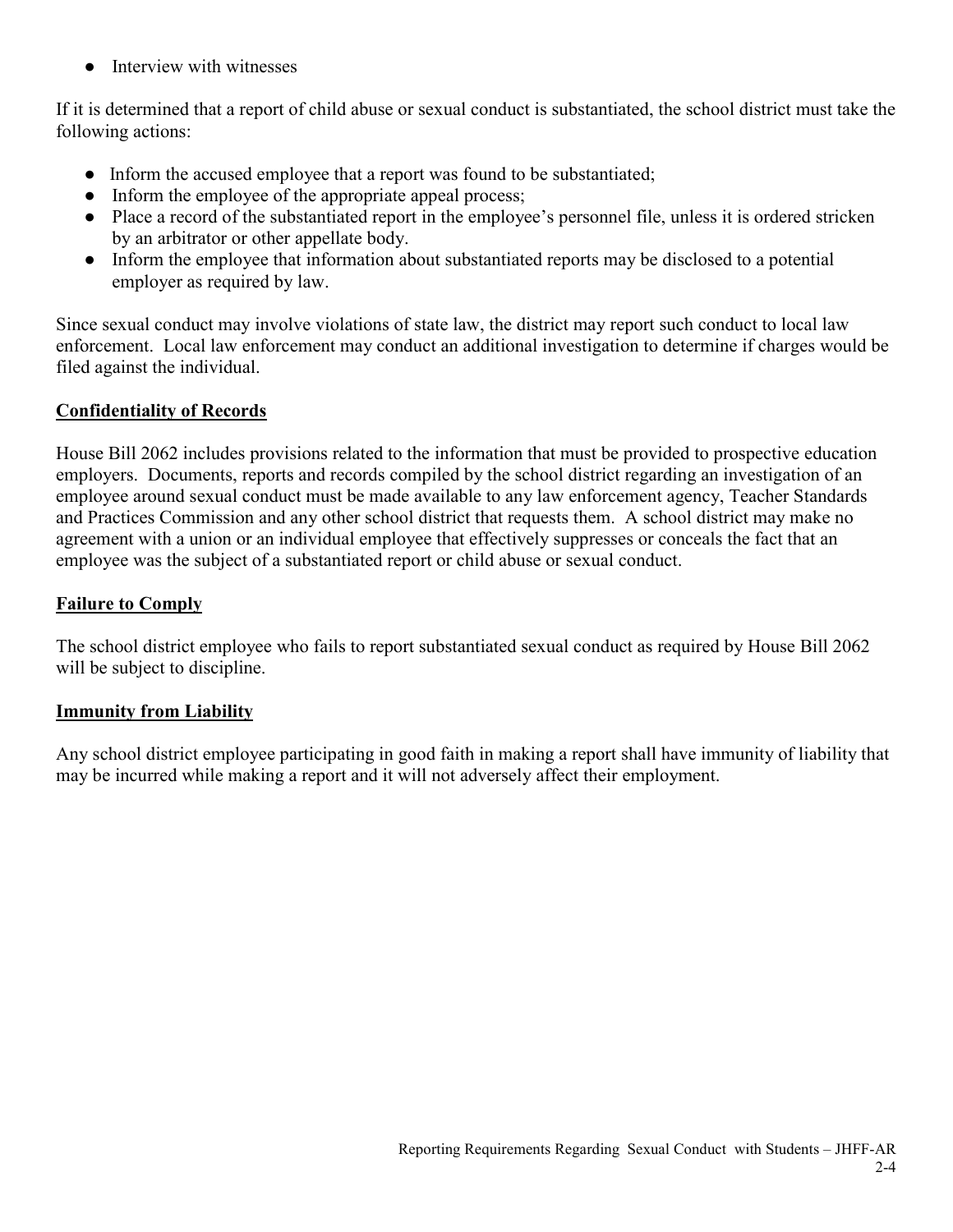- Interview with witnesses

If it is determined that a report of child abuse or sexual conduct is substantiated, the school district must take the following actions:

- Inform the accused employee that a report was found to be substantiated;
- Inform the employee of the appropriate appeal process;
- Place a record of the substantiated report in the employee's personnel file, unless it is ordered stricken by an arbitrator or other appellate body.
- Inform the employee that information about substantiated reports may be disclosed to a potential employer as required by law.

Since sexual conduct may involve violations of state law, the district may report such conduct to local law enforcement. Local law enforcement may conduct an additional investigation to determine if charges would be filed against the individual.

## Confidentiality of Records

House Bill 2062 includes provisions related to the information that must be provided to prospective education employers. Documents, reports and records compiled by the school district regarding an investigation of an employee around sexual conduct must be made available to any law enforcement agency, Teacher Standards and Practices Commission and any other school district that requests them. A school district may make no agreement with a union or an individual employee that effectively suppresses or conceals the fact that an employee was the subject of a substantiated report or child abuse or sexual conduct.

## Failure to Comply

The school district employee who fails to report substantiated sexual conduct as required by House Bill 2062 will be subject to discipline.

## Immunity from Liability

Any school district employee participating in good faith in making a report shall have immunity of liability that may be incurred while making a report and it will not adversely affect their employment.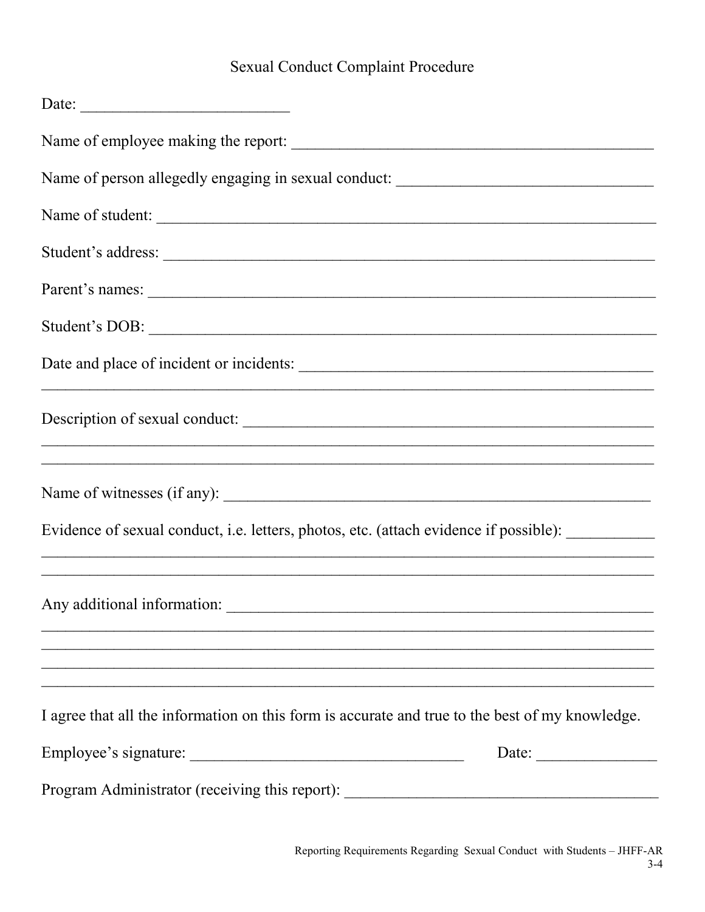# Sexual Conduct Complaint Procedure

Date: _________________________

Name of employee making the report: _____________________________________________

Name of person allegedly engaging in sexual conduct: _______________________________

Name of student: _______________________________________________________________

Student's address: _____________________________________________________________

Parent's names: ________________________________________________________________

Student's DOB: ________________________________________________________________

Date and place of incident or incidents: ____________________________________________
___________________________________________________________________________

Description of sexual conduct: ____________________________________________________
___________________________________________________________________________
___________________________________________________________________________

Name of witnesses (if any): ______________________________________________________

Evidence of sexual conduct, i.e. letters, photos, etc. (attach evidence if possible): __________
___________________________________________________________________________
___________________________________________________________________________

Any additional information: ______________________________________________________
___________________________________________________________________________
___________________________________________________________________________
___________________________________________________________________________
___________________________________________________________________________

I agree that all the information on this form is accurate and true to the best of my knowledge.

Employee's signature: __________________________________ Date: ______________

Program Administrator (receiving this report): ______________________________________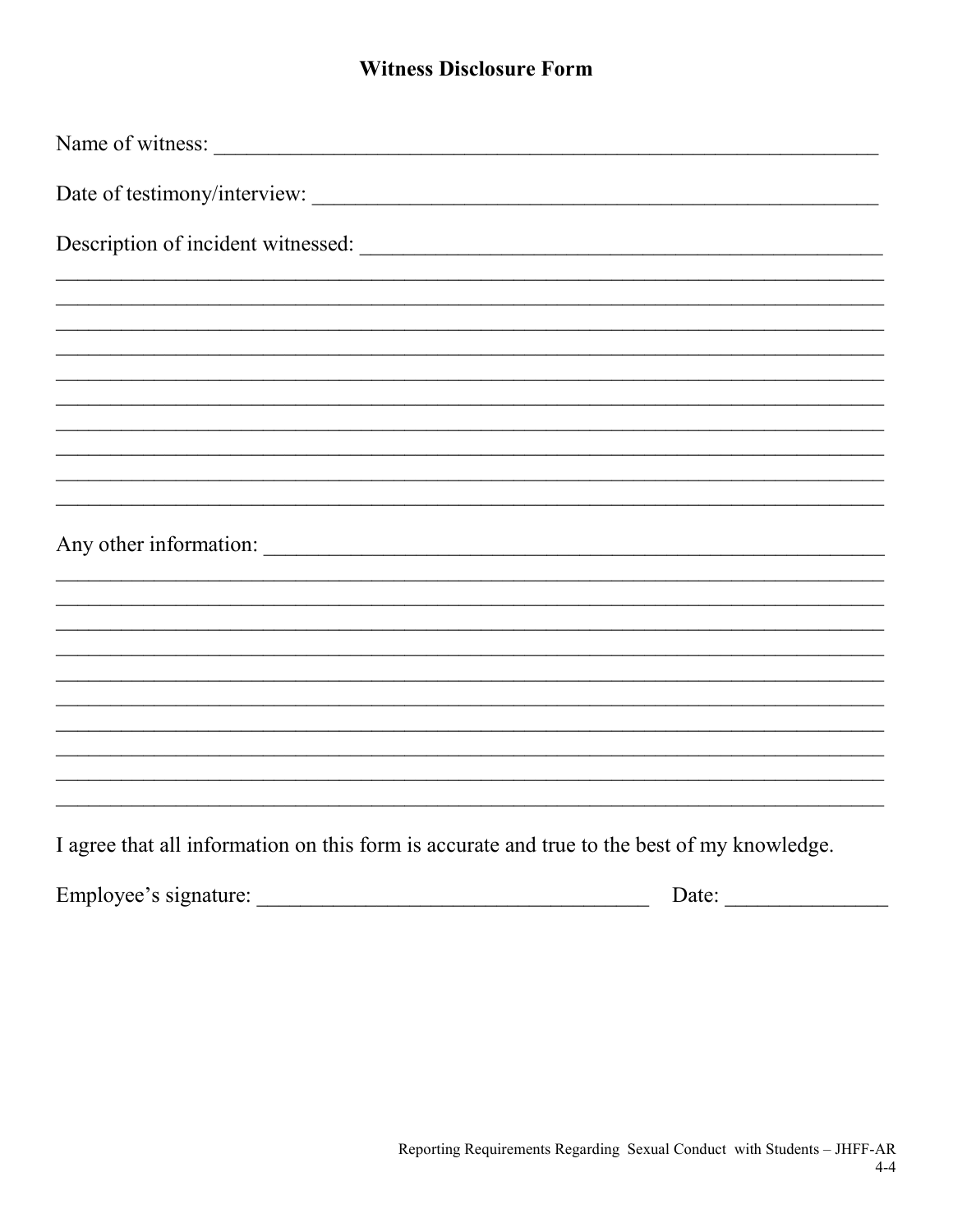# Witness Disclosure Form

Name of witness: ___________________________________________________________

Date of testimony/interview: __________________________________________________

Description of incident witnessed: ______________________________________________

______________________________________________________________________________

______________________________________________________________________________

______________________________________________________________________________

______________________________________________________________________________

______________________________________________________________________________

______________________________________________________________________________

______________________________________________________________________________

______________________________________________________________________________

______________________________________________________________________________

______________________________________________________________________________

Any other information: _______________________________________________________

______________________________________________________________________________

______________________________________________________________________________

______________________________________________________________________________

______________________________________________________________________________

______________________________________________________________________________

______________________________________________________________________________

______________________________________________________________________________

______________________________________________________________________________

______________________________________________________________________________

______________________________________________________________________________

I agree that all information on this form is accurate and true to the best of my knowledge.

Employee's signature: ___________________________________ Date: ______________

Reporting Requirements Regarding Sexual Conduct with Students – JHFF-AR